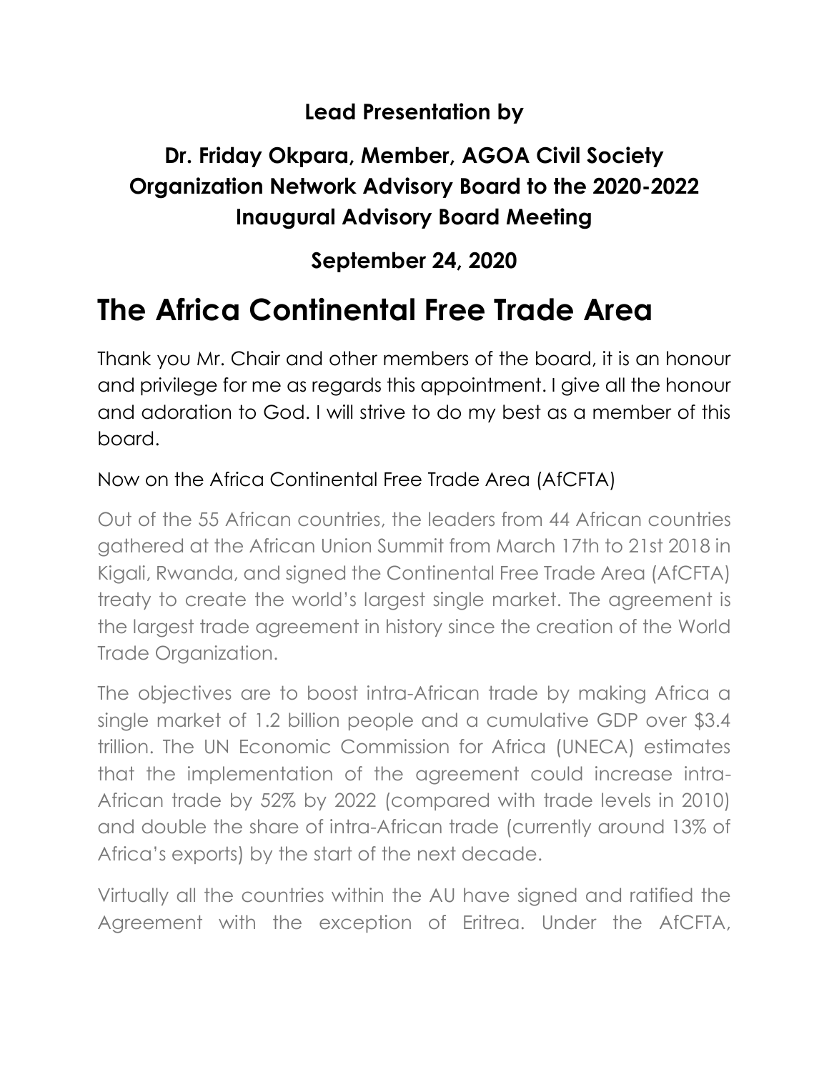**Lead Presentation by**

**Dr. Friday Okpara, Member, AGOA Civil Society Organization Network Advisory Board to the 2020-2022 Inaugural Advisory Board Meeting**

**September 24, 2020**

# The Africa Continental Free Trade Area

Thank you Mr. Chair and other members of the board, it is an honour and privilege for me as regards this appointment. I give all the honour and adoration to God. I will strive to do my best as a member of this board.

Now on the Africa Continental Free Trade Area (AfCFTA)

Out of the 55 African countries, the leaders from 44 African countries gathered at the African Union Summit from March 17th to 21st 2018 in Kigali, Rwanda, and signed the Continental Free Trade Area (AfCFTA) treaty to create the world's largest single market. The agreement is the largest trade agreement in history since the creation of the World Trade Organization.

The objectives are to boost intra-African trade by making Africa a single market of 1.2 billion people and a cumulative GDP over $3.4 trillion. The UN Economic Commission for Africa (UNECA) estimates that the implementation of the agreement could increase intra-African trade by 52% by 2022 (compared with trade levels in 2010) and double the share of intra-African trade (currently around 13% of Africa's exports) by the start of the next decade.

Virtually all the countries within the AU have signed and ratified the Agreement with the exception of Eritrea. Under the AfCFTA,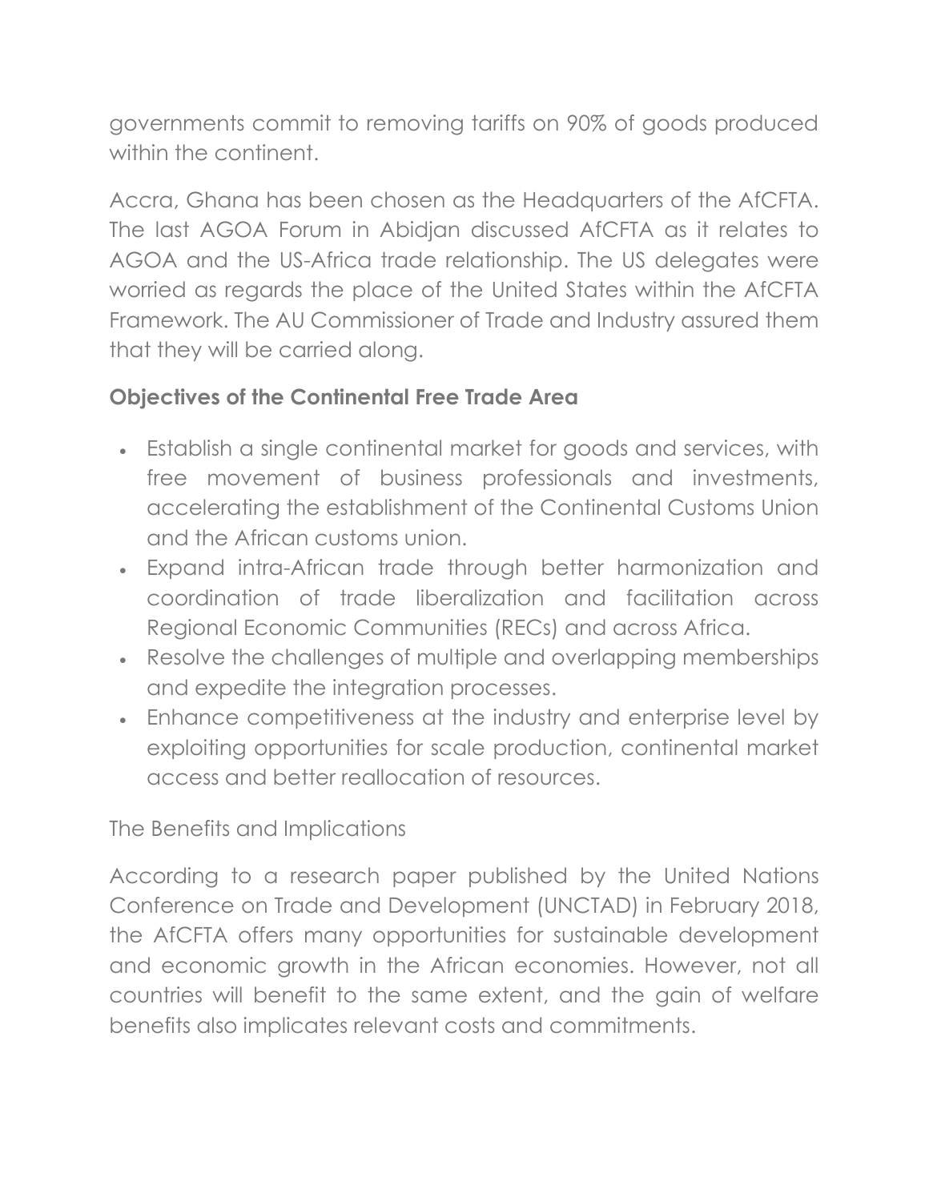governments commit to removing tariffs on 90% of goods produced within the continent.

Accra, Ghana has been chosen as the Headquarters of the AfCFTA. The last AGOA Forum in Abidjan discussed AfCFTA as it relates to AGOA and the US-Africa trade relationship. The US delegates were worried as regards the place of the United States within the AfCFTA Framework. The AU Commissioner of Trade and Industry assured them that they will be carried along.

**Objectives of the Continental Free Trade Area**

- Establish a single continental market for goods and services, with free movement of business professionals and investments, accelerating the establishment of the Continental Customs Union and the African customs union.
- Expand intra-African trade through better harmonization and coordination of trade liberalization and facilitation across Regional Economic Communities (RECs) and across Africa.
- Resolve the challenges of multiple and overlapping memberships and expedite the integration processes.
- Enhance competitiveness at the industry and enterprise level by exploiting opportunities for scale production, continental market access and better reallocation of resources.

The Benefits and Implications

According to a research paper published by the United Nations Conference on Trade and Development (UNCTAD) in February 2018, the AfCFTA offers many opportunities for sustainable development and economic growth in the African economies. However, not all countries will benefit to the same extent, and the gain of welfare benefits also implicates relevant costs and commitments.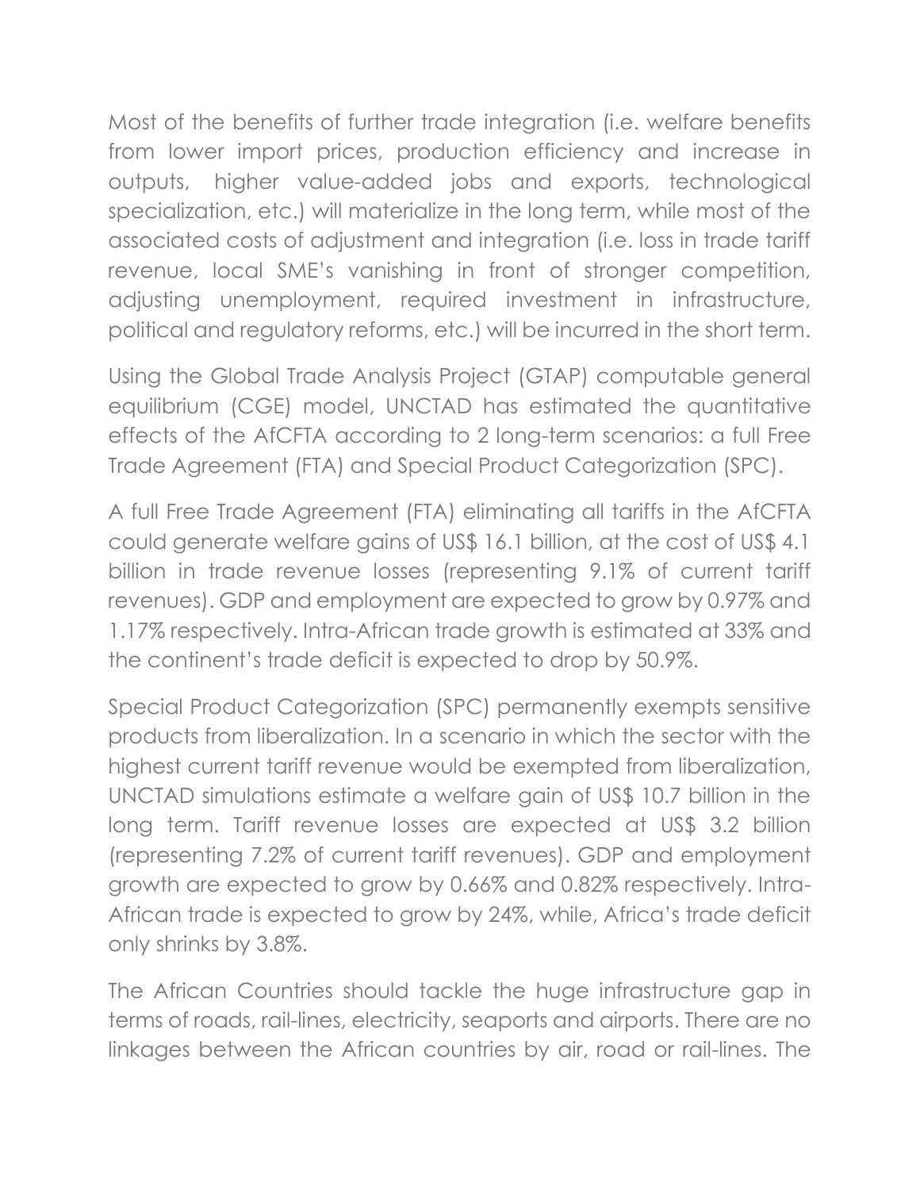Most of the benefits of further trade integration (i.e. welfare benefits from lower import prices, production efficiency and increase in outputs, higher value-added jobs and exports, technological specialization, etc.) will materialize in the long term, while most of the associated costs of adjustment and integration (i.e. loss in trade tariff revenue, local SME's vanishing in front of stronger competition, adjusting unemployment, required investment in infrastructure, political and regulatory reforms, etc.) will be incurred in the short term.

Using the Global Trade Analysis Project (GTAP) computable general equilibrium (CGE) model, UNCTAD has estimated the quantitative effects of the AfCFTA according to 2 long-term scenarios: a full Free Trade Agreement (FTA) and Special Product Categorization (SPC).

A full Free Trade Agreement (FTA) eliminating all tariffs in the AfCFTA could generate welfare gains of US$ 16.1 billion, at the cost of US$ 4.1 billion in trade revenue losses (representing 9.1% of current tariff revenues). GDP and employment are expected to grow by 0.97% and 1.17% respectively. Intra-African trade growth is estimated at 33% and the continent's trade deficit is expected to drop by 50.9%.

Special Product Categorization (SPC) permanently exempts sensitive products from liberalization. In a scenario in which the sector with the highest current tariff revenue would be exempted from liberalization, UNCTAD simulations estimate a welfare gain of US$ 10.7 billion in the long term. Tariff revenue losses are expected at US$ 3.2 billion (representing 7.2% of current tariff revenues). GDP and employment growth are expected to grow by 0.66% and 0.82% respectively. Intra-African trade is expected to grow by 24%, while, Africa's trade deficit only shrinks by 3.8%.

The African Countries should tackle the huge infrastructure gap in terms of roads, rail-lines, electricity, seaports and airports. There are no linkages between the African countries by air, road or rail-lines. The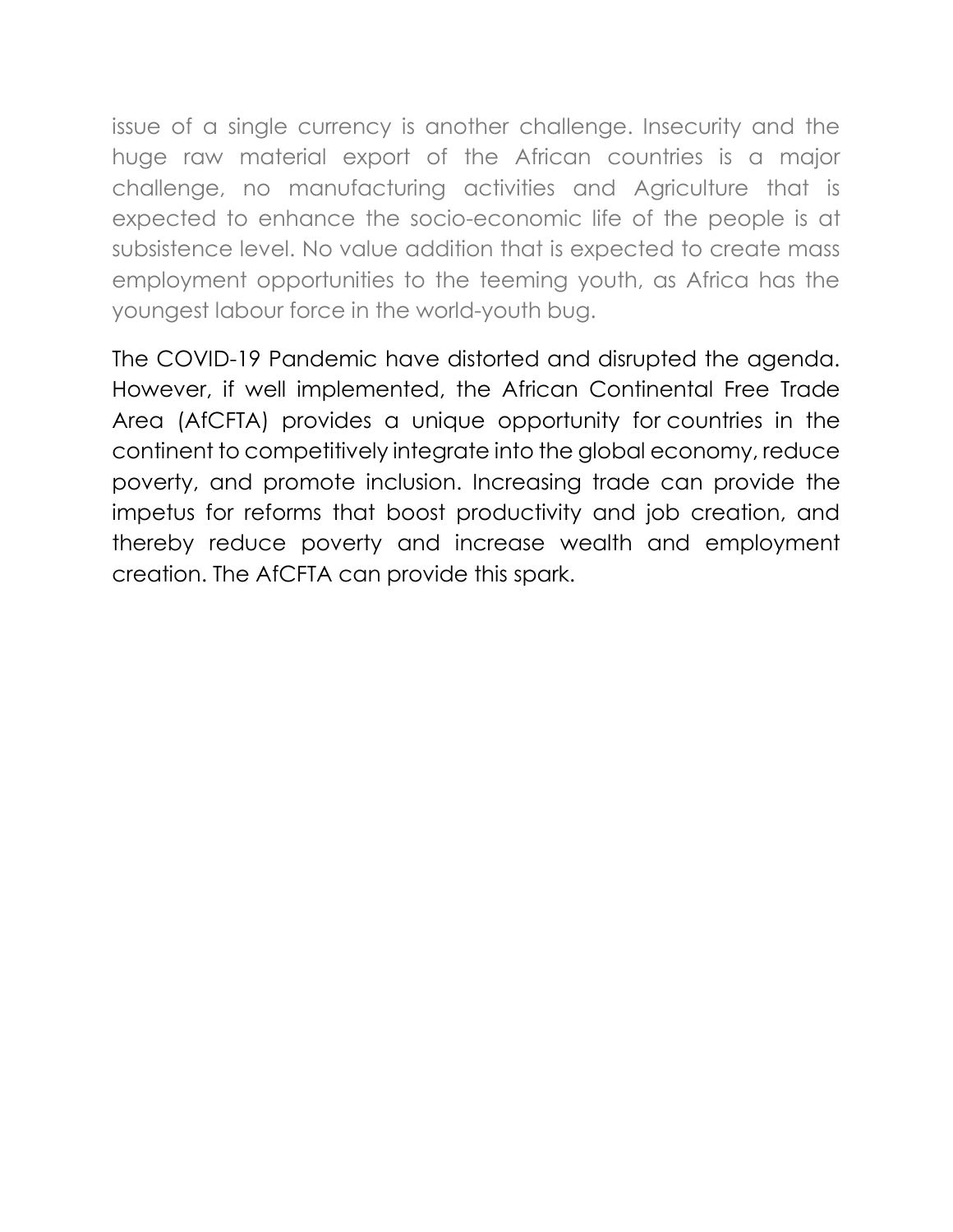issue of a single currency is another challenge. Insecurity and the huge raw material export of the African countries is a major challenge, no manufacturing activities and Agriculture that is expected to enhance the socio-economic life of the people is at subsistence level. No value addition that is expected to create mass employment opportunities to the teeming youth, as Africa has the youngest labour force in the world-youth bug.

The COVID-19 Pandemic have distorted and disrupted the agenda. However, if well implemented, the African Continental Free Trade Area (AfCFTA) provides a unique opportunity for countries in the continent to competitively integrate into the global economy, reduce poverty, and promote inclusion. Increasing trade can provide the impetus for reforms that boost productivity and job creation, and thereby reduce poverty and increase wealth and employment creation. The AfCFTA can provide this spark.